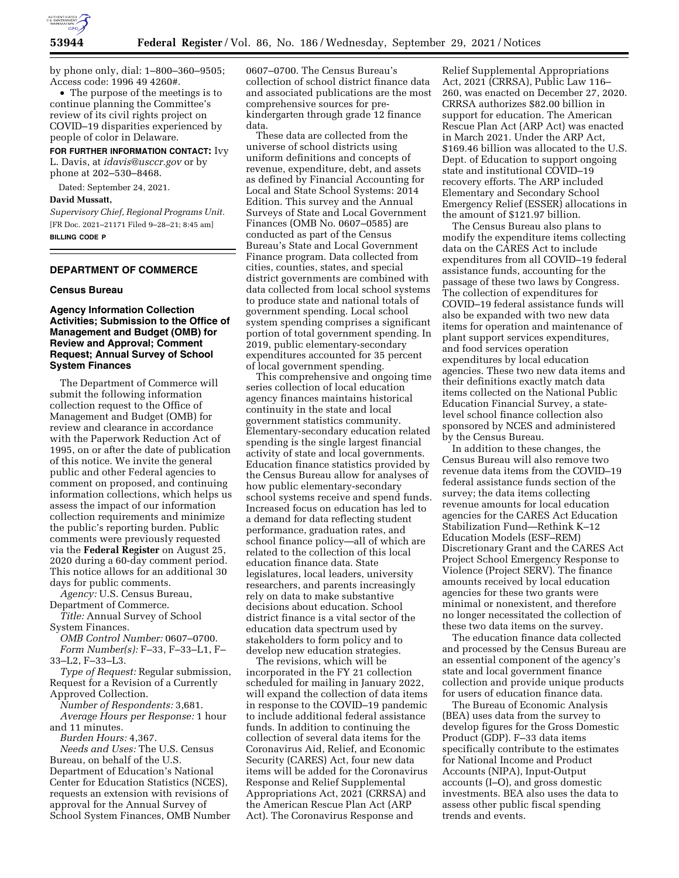by phone only, dial: 1–800–360–9505; Access code: 1996 49 4260#.

- The purpose of the meetings is to continue planning the Committee's review of its civil rights project on COVID–19 disparities experienced by people of color in Delaware.

**FOR FURTHER INFORMATION CONTACT:** Ivy L. Davis, at *idavis@usccr.gov* or by phone at 202–530–8468.

Dated: September 24, 2021.

**David Mussatt,**

*Supervisory Chief, Regional Programs Unit.*

[FR Doc. 2021–21171 Filed 9–28–21; 8:45 am]

**BILLING CODE P**

## DEPARTMENT OF COMMERCE

### Census Bureau

### Agency Information Collection Activities; Submission to the Office of Management and Budget (OMB) for Review and Approval; Comment Request; Annual Survey of School System Finances

The Department of Commerce will submit the following information collection request to the Office of Management and Budget (OMB) for review and clearance in accordance with the Paperwork Reduction Act of 1995, on or after the date of publication of this notice. We invite the general public and other Federal agencies to comment on proposed, and continuing information collections, which helps us assess the impact of our information collection requirements and minimize the public's reporting burden. Public comments were previously requested via the **Federal Register** on August 25, 2020 during a 60-day comment period. This notice allows for an additional 30 days for public comments.

*Agency:* U.S. Census Bureau, Department of Commerce.

*Title:* Annual Survey of School System Finances.

*OMB Control Number:* 0607–0700.

*Form Number(s):* F–33, F–33–L1, F–33–L2, F–33–L3.

*Type of Request:* Regular submission, Request for a Revision of a Currently Approved Collection.

*Number of Respondents:* 3,681.

*Average Hours per Response:* 1 hour and 11 minutes.

*Burden Hours:* 4,367.

*Needs and Uses:* The U.S. Census Bureau, on behalf of the U.S. Department of Education's National Center for Education Statistics (NCES), requests an extension with revisions of approval for the Annual Survey of School System Finances, OMB Number 0607–0700. The Census Bureau's collection of school district finance data and associated publications are the most comprehensive sources for pre-kindergarten through grade 12 finance data.

These data are collected from the universe of school districts using uniform definitions and concepts of revenue, expenditure, debt, and assets as defined by Financial Accounting for Local and State School Systems: 2014 Edition. This survey and the Annual Surveys of State and Local Government Finances (OMB No. 0607–0585) are conducted as part of the Census Bureau's State and Local Government Finance program. Data collected from cities, counties, states, and special district governments are combined with data collected from local school systems to produce state and national totals of government spending. Local school system spending comprises a significant portion of total government spending. In 2019, public elementary-secondary expenditures accounted for 35 percent of local government spending.

This comprehensive and ongoing time series collection of local education agency finances maintains historical continuity in the state and local government statistics community. Elementary-secondary education related spending is the single largest financial activity of state and local governments. Education finance statistics provided by the Census Bureau allow for analyses of how public elementary-secondary school systems receive and spend funds. Increased focus on education has led to a demand for data reflecting student performance, graduation rates, and school finance policy—all of which are related to the collection of this local education finance data. State legislatures, local leaders, university researchers, and parents increasingly rely on data to make substantive decisions about education. School district finance is a vital sector of the education data spectrum used by stakeholders to form policy and to develop new education strategies.

The revisions, which will be incorporated in the FY 21 collection scheduled for mailing in January 2022, will expand the collection of data items in response to the COVID–19 pandemic to include additional federal assistance funds. In addition to continuing the collection of several data items for the Coronavirus Aid, Relief, and Economic Security (CARES) Act, four new data items will be added for the Coronavirus Response and Relief Supplemental Appropriations Act, 2021 (CRRSA) and the American Rescue Plan Act (ARP Act). The Coronavirus Response and Relief Supplemental Appropriations Act, 2021 (CRRSA), Public Law 116–260, was enacted on December 27, 2020. CRRSA authorizes $82.00 billion in support for education. The American Rescue Plan Act (ARP Act) was enacted in March 2021. Under the ARP Act, $169.46 billion was allocated to the U.S. Dept. of Education to support ongoing state and institutional COVID–19 recovery efforts. The ARP included Elementary and Secondary School Emergency Relief (ESSER) allocations in the amount of $121.97 billion.

The Census Bureau also plans to modify the expenditure items collecting data on the CARES Act to include expenditures from all COVID–19 federal assistance funds, accounting for the passage of these two laws by Congress. The collection of expenditures for COVID–19 federal assistance funds will also be expanded with two new data items for operation and maintenance of plant support services expenditures, and food services operation expenditures by local education agencies. These two new data items and their definitions exactly match data items collected on the National Public Education Financial Survey, a state-level school finance collection also sponsored by NCES and administered by the Census Bureau.

In addition to these changes, the Census Bureau will also remove two revenue data items from the COVID–19 federal assistance funds section of the survey; the data items collecting revenue amounts for local education agencies for the CARES Act Education Stabilization Fund—Rethink K–12 Education Models (ESF–REM) Discretionary Grant and the CARES Act Project School Emergency Response to Violence (Project SERV). The finance amounts received by local education agencies for these two grants were minimal or nonexistent, and therefore no longer necessitated the collection of these two data items on the survey.

The education finance data collected and processed by the Census Bureau are an essential component of the agency's state and local government finance collection and provide unique products for users of education finance data.

The Bureau of Economic Analysis (BEA) uses data from the survey to develop figures for the Gross Domestic Product (GDP). F–33 data items specifically contribute to the estimates for National Income and Product Accounts (NIPA), Input-Output accounts (I–O), and gross domestic investments. BEA also uses the data to assess other public fiscal spending trends and events.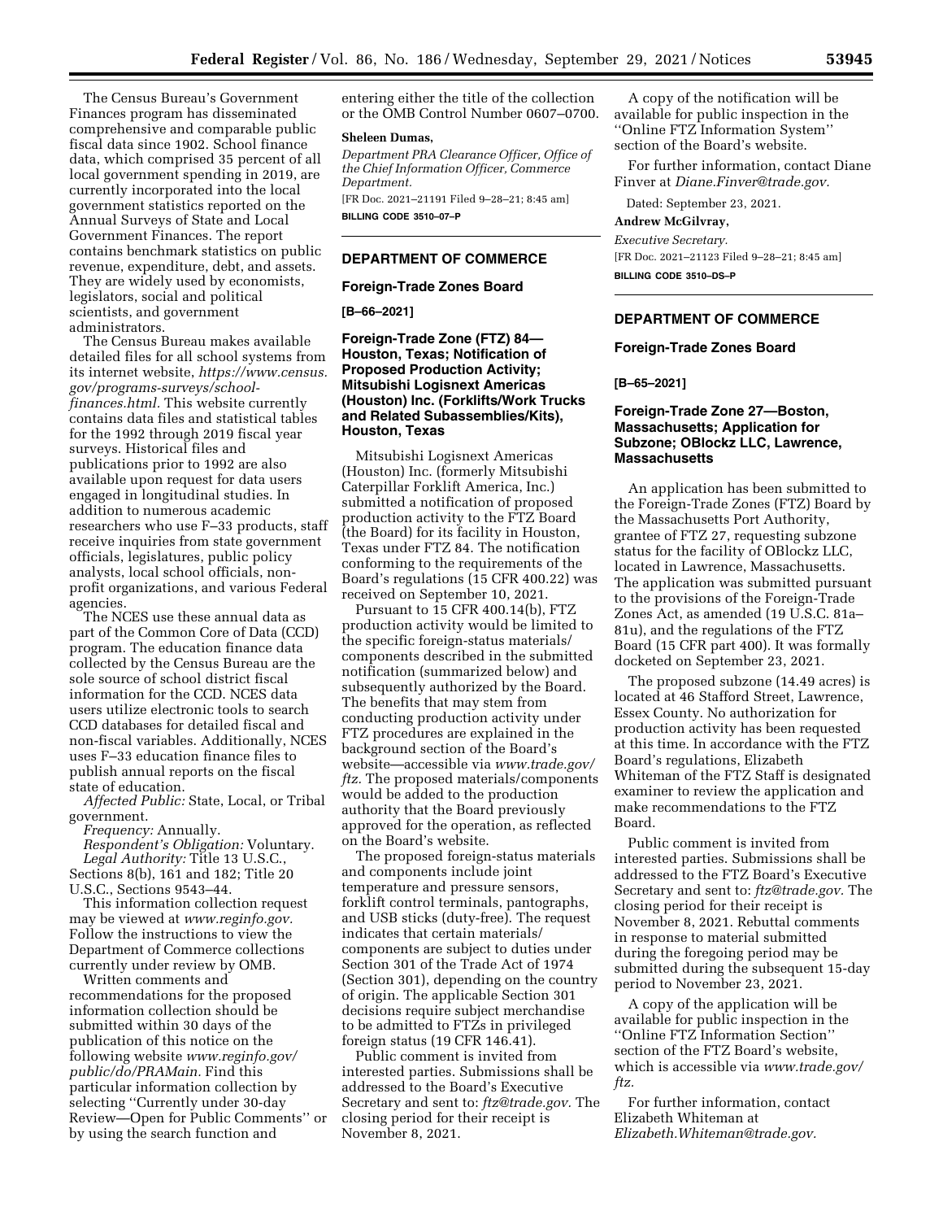The Census Bureau's Government Finances program has disseminated comprehensive and comparable public fiscal data since 1902. School finance data, which comprised 35 percent of all local government spending in 2019, are currently incorporated into the local government statistics reported on the Annual Surveys of State and Local Government Finances. The report contains benchmark statistics on public revenue, expenditure, debt, and assets. They are widely used by economists, legislators, social and political scientists, and government administrators.

The Census Bureau makes available detailed files for all school systems from its internet website, *https://www.census.gov/programs-surveys/school-finances.html.* This website currently contains data files and statistical tables for the 1992 through 2019 fiscal year surveys. Historical files and publications prior to 1992 are also available upon request for data users engaged in longitudinal studies. In addition to numerous academic researchers who use F–33 products, staff receive inquiries from state government officials, legislatures, public policy analysts, local school officials, non-profit organizations, and various Federal agencies.

The NCES use these annual data as part of the Common Core of Data (CCD) program. The education finance data collected by the Census Bureau are the sole source of school district fiscal information for the CCD. NCES data users utilize electronic tools to search CCD databases for detailed fiscal and non-fiscal variables. Additionally, NCES uses F–33 education finance files to publish annual reports on the fiscal state of education.

*Affected Public:* State, Local, or Tribal government.

*Frequency:* Annually.

*Respondent's Obligation:* Voluntary.

*Legal Authority:* Title 13 U.S.C., Sections 8(b), 161 and 182; Title 20 U.S.C., Sections 9543–44.

This information collection request may be viewed at *www.reginfo.gov.* Follow the instructions to view the Department of Commerce collections currently under review by OMB.

Written comments and recommendations for the proposed information collection should be submitted within 30 days of the publication of this notice on the following website *www.reginfo.gov/public/do/PRAMain.* Find this particular information collection by selecting ''Currently under 30-day Review—Open for Public Comments'' or by using the search function and entering either the title of the collection or the OMB Control Number 0607–0700.

**Sheleen Dumas,**

*Department PRA Clearance Officer, Office of the Chief Information Officer, Commerce Department.*

[FR Doc. 2021–21191 Filed 9–28–21; 8:45 am]

**BILLING CODE 3510–07–P**

## DEPARTMENT OF COMMERCE

### Foreign-Trade Zones Board

**[B–66–2021]**

### Foreign-Trade Zone (FTZ) 84—Houston, Texas; Notification of Proposed Production Activity; Mitsubishi Logisnext Americas (Houston) Inc. (Forklifts/Work Trucks and Related Subassemblies/Kits), Houston, Texas

Mitsubishi Logisnext Americas (Houston) Inc. (formerly Mitsubishi Caterpillar Forklift America, Inc.) submitted a notification of proposed production activity to the FTZ Board (the Board) for its facility in Houston, Texas under FTZ 84. The notification conforming to the requirements of the Board's regulations (15 CFR 400.22) was received on September 10, 2021.

Pursuant to 15 CFR 400.14(b), FTZ production activity would be limited to the specific foreign-status materials/components described in the submitted notification (summarized below) and subsequently authorized by the Board. The benefits that may stem from conducting production activity under FTZ procedures are explained in the background section of the Board's website—accessible via *www.trade.gov/ftz.* The proposed materials/components would be added to the production authority that the Board previously approved for the operation, as reflected on the Board's website.

The proposed foreign-status materials and components include joint temperature and pressure sensors, forklift control terminals, pantographs, and USB sticks (duty-free). The request indicates that certain materials/components are subject to duties under Section 301 of the Trade Act of 1974 (Section 301), depending on the country of origin. The applicable Section 301 decisions require subject merchandise to be admitted to FTZs in privileged foreign status (19 CFR 146.41).

Public comment is invited from interested parties. Submissions shall be addressed to the Board's Executive Secretary and sent to: *ftz@trade.gov.* The closing period for their receipt is November 8, 2021.

A copy of the notification will be available for public inspection in the ''Online FTZ Information System'' section of the Board's website.

For further information, contact Diane Finver at *Diane.Finver@trade.gov.*

Dated: September 23, 2021.

**Andrew McGilvray,**

*Executive Secretary.*

[FR Doc. 2021–21123 Filed 9–28–21; 8:45 am]

**BILLING CODE 3510–DS–P**

## DEPARTMENT OF COMMERCE

### Foreign-Trade Zones Board

**[B–65–2021]**

### Foreign-Trade Zone 27—Boston, Massachusetts; Application for Subzone; OBlockz LLC, Lawrence, Massachusetts

An application has been submitted to the Foreign-Trade Zones (FTZ) Board by the Massachusetts Port Authority, grantee of FTZ 27, requesting subzone status for the facility of OBlockz LLC, located in Lawrence, Massachusetts. The application was submitted pursuant to the provisions of the Foreign-Trade Zones Act, as amended (19 U.S.C. 81a–81u), and the regulations of the FTZ Board (15 CFR part 400). It was formally docketed on September 23, 2021.

The proposed subzone (14.49 acres) is located at 46 Stafford Street, Lawrence, Essex County. No authorization for production activity has been requested at this time. In accordance with the FTZ Board's regulations, Elizabeth Whiteman of the FTZ Staff is designated examiner to review the application and make recommendations to the FTZ Board.

Public comment is invited from interested parties. Submissions shall be addressed to the FTZ Board's Executive Secretary and sent to: *ftz@trade.gov.* The closing period for their receipt is November 8, 2021. Rebuttal comments in response to material submitted during the foregoing period may be submitted during the subsequent 15-day period to November 23, 2021.

A copy of the application will be available for public inspection in the ''Online FTZ Information Section'' section of the FTZ Board's website, which is accessible via *www.trade.gov/ftz.*

For further information, contact Elizabeth Whiteman at *Elizabeth.Whiteman@trade.gov.*